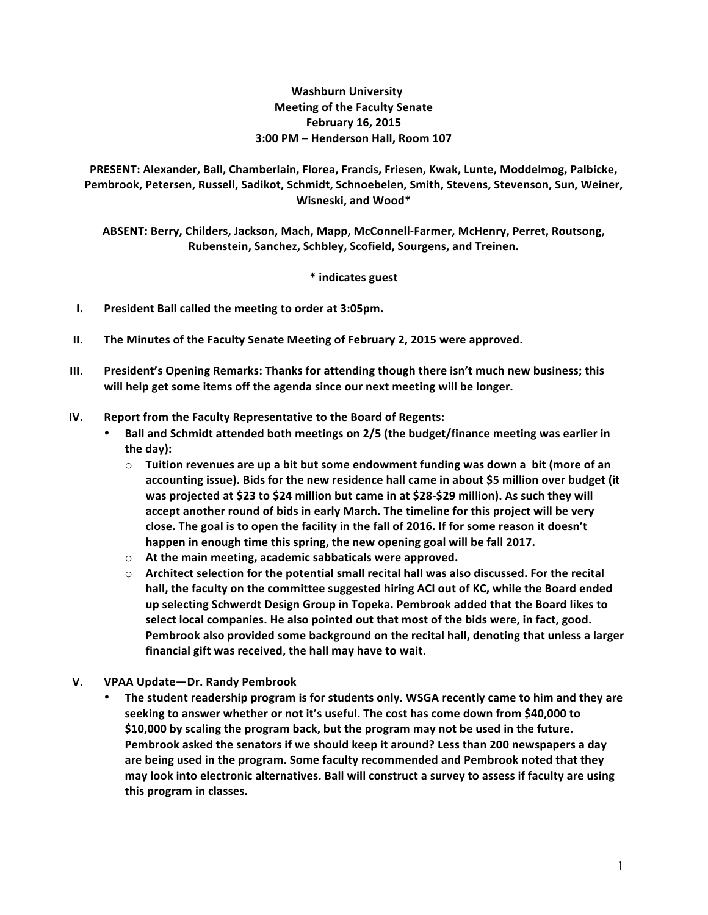**Washburn University**
**Meeting of the Faculty Senate**
**February 16, 2015**
**3:00 PM – Henderson Hall, Room 107**

**PRESENT: Alexander, Ball, Chamberlain, Florea, Francis, Friesen, Kwak, Lunte, Moddelmog, Palbicke, Pembrook, Petersen, Russell, Sadikot, Schmidt, Schnoebelen, Smith, Stevens, Stevenson, Sun, Weiner, Wisneski, and Wood***

**ABSENT: Berry, Childers, Jackson, Mach, Mapp, McConnell-Farmer, McHenry, Perret, Routsong, Rubenstein, Sanchez, Schbley, Scofield, Sourgens, and Treinen.**

**\* indicates guest**

I. **President Ball called the meeting to order at 3:05pm.**

II. **The Minutes of the Faculty Senate Meeting of February 2, 2015 were approved.**

III. **President's Opening Remarks: Thanks for attending though there isn't much new business; this will help get some items off the agenda since our next meeting will be longer.**

IV. **Report from the Faculty Representative to the Board of Regents:**
   - **Ball and Schmidt attended both meetings on 2/5 (the budget/finance meeting was earlier in the day):**
     - **Tuition revenues are up a bit but some endowment funding was down a bit (more of an accounting issue). Bids for the new residence hall came in about $5 million over budget (it was projected at $23 to $24 million but came in at $28-$29 million). As such they will accept another round of bids in early March. The timeline for this project will be very close. The goal is to open the facility in the fall of 2016. If for some reason it doesn't happen in enough time this spring, the new opening goal will be fall 2017.**
     - **At the main meeting, academic sabbaticals were approved.**
     - **Architect selection for the potential small recital hall was also discussed. For the recital hall, the faculty on the committee suggested hiring ACI out of KC, while the Board ended up selecting Schwerdt Design Group in Topeka. Pembrook added that the Board likes to select local companies. He also pointed out that most of the bids were, in fact, good. Pembrook also provided some background on the recital hall, denoting that unless a larger financial gift was received, the hall may have to wait.**

V. **VPAA Update—Dr. Randy Pembrook**
   - **The student readership program is for students only. WSGA recently came to him and they are seeking to answer whether or not it's useful. The cost has come down from $40,000 to $10,000 by scaling the program back, but the program may not be used in the future. Pembrook asked the senators if we should keep it around? Less than 200 newspapers a day are being used in the program. Some faculty recommended and Pembrook noted that they may look into electronic alternatives. Ball will construct a survey to assess if faculty are using this program in classes.**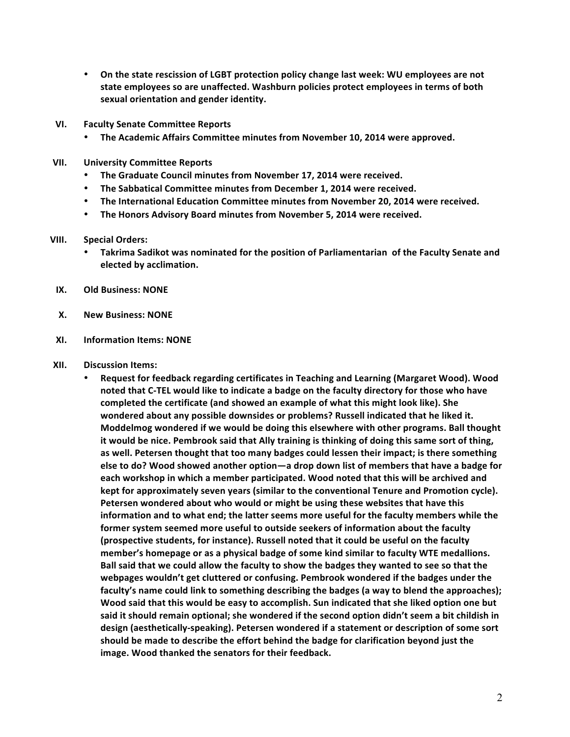- **On the state rescission of LGBT protection policy change last week: WU employees are not state employees so are unaffected. Washburn policies protect employees in terms of both sexual orientation and gender identity.**

VI. **Faculty Senate Committee Reports**
   - **The Academic Affairs Committee minutes from November 10, 2014 were approved.**

VII. **University Committee Reports**
   - **The Graduate Council minutes from November 17, 2014 were received.**
   - **The Sabbatical Committee minutes from December 1, 2014 were received.**
   - **The International Education Committee minutes from November 20, 2014 were received.**
   - **The Honors Advisory Board minutes from November 5, 2014 were received.**

VIII. **Special Orders:**
   - **Takrima Sadikot was nominated for the position of Parliamentarian of the Faculty Senate and elected by acclimation.**

IX. **Old Business: NONE**

X. **New Business: NONE**

XI. **Information Items: NONE**

XII. **Discussion Items:**
   - **Request for feedback regarding certificates in Teaching and Learning (Margaret Wood). Wood noted that C-TEL would like to indicate a badge on the faculty directory for those who have completed the certificate (and showed an example of what this might look like). She wondered about any possible downsides or problems? Russell indicated that he liked it. Moddelmog wondered if we would be doing this elsewhere with other programs. Ball thought it would be nice. Pembrook said that Ally training is thinking of doing this same sort of thing, as well. Petersen thought that too many badges could lessen their impact; is there something else to do? Wood showed another option—a drop down list of members that have a badge for each workshop in which a member participated. Wood noted that this will be archived and kept for approximately seven years (similar to the conventional Tenure and Promotion cycle). Petersen wondered about who would or might be using these websites that have this information and to what end; the latter seems more useful for the faculty members while the former system seemed more useful to outside seekers of information about the faculty (prospective students, for instance). Russell noted that it could be useful on the faculty member's homepage or as a physical badge of some kind similar to faculty WTE medallions. Ball said that we could allow the faculty to show the badges they wanted to see so that the webpages wouldn't get cluttered or confusing. Pembrook wondered if the badges under the faculty's name could link to something describing the badges (a way to blend the approaches); Wood said that this would be easy to accomplish. Sun indicated that she liked option one but said it should remain optional; she wondered if the second option didn't seem a bit childish in design (aesthetically-speaking). Petersen wondered if a statement or description of some sort should be made to describe the effort behind the badge for clarification beyond just the image. Wood thanked the senators for their feedback.**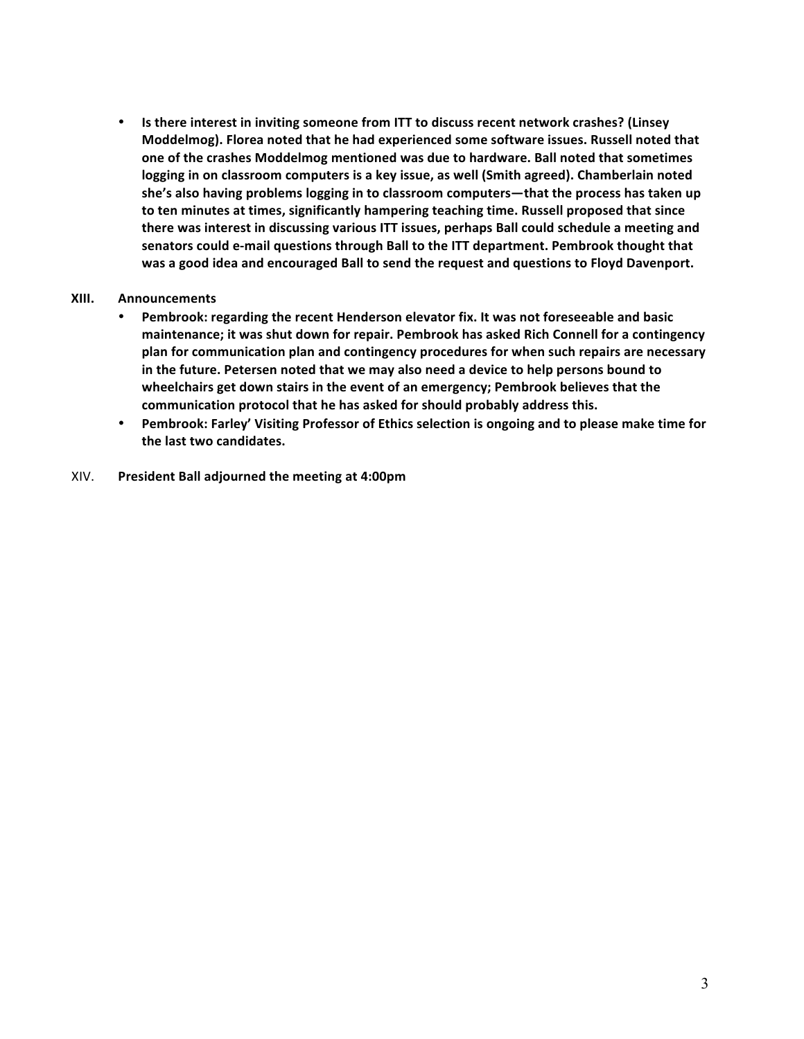- **Is there interest in inviting someone from ITT to discuss recent network crashes? (Linsey Moddelmog). Florea noted that he had experienced some software issues. Russell noted that one of the crashes Moddelmog mentioned was due to hardware. Ball noted that sometimes logging in on classroom computers is a key issue, as well (Smith agreed). Chamberlain noted she's also having problems logging in to classroom computers—that the process has taken up to ten minutes at times, significantly hampering teaching time. Russell proposed that since there was interest in discussing various ITT issues, perhaps Ball could schedule a meeting and senators could e-mail questions through Ball to the ITT department. Pembrook thought that was a good idea and encouraged Ball to send the request and questions to Floyd Davenport.**

**XIII. Announcements**

- **Pembrook: regarding the recent Henderson elevator fix. It was not foreseeable and basic maintenance; it was shut down for repair. Pembrook has asked Rich Connell for a contingency plan for communication plan and contingency procedures for when such repairs are necessary in the future. Petersen noted that we may also need a device to help persons bound to wheelchairs get down stairs in the event of an emergency; Pembrook believes that the communication protocol that he has asked for should probably address this.**
- **Pembrook: Farley' Visiting Professor of Ethics selection is ongoing and to please make time for the last two candidates.**

XIV. **President Ball adjourned the meeting at 4:00pm**